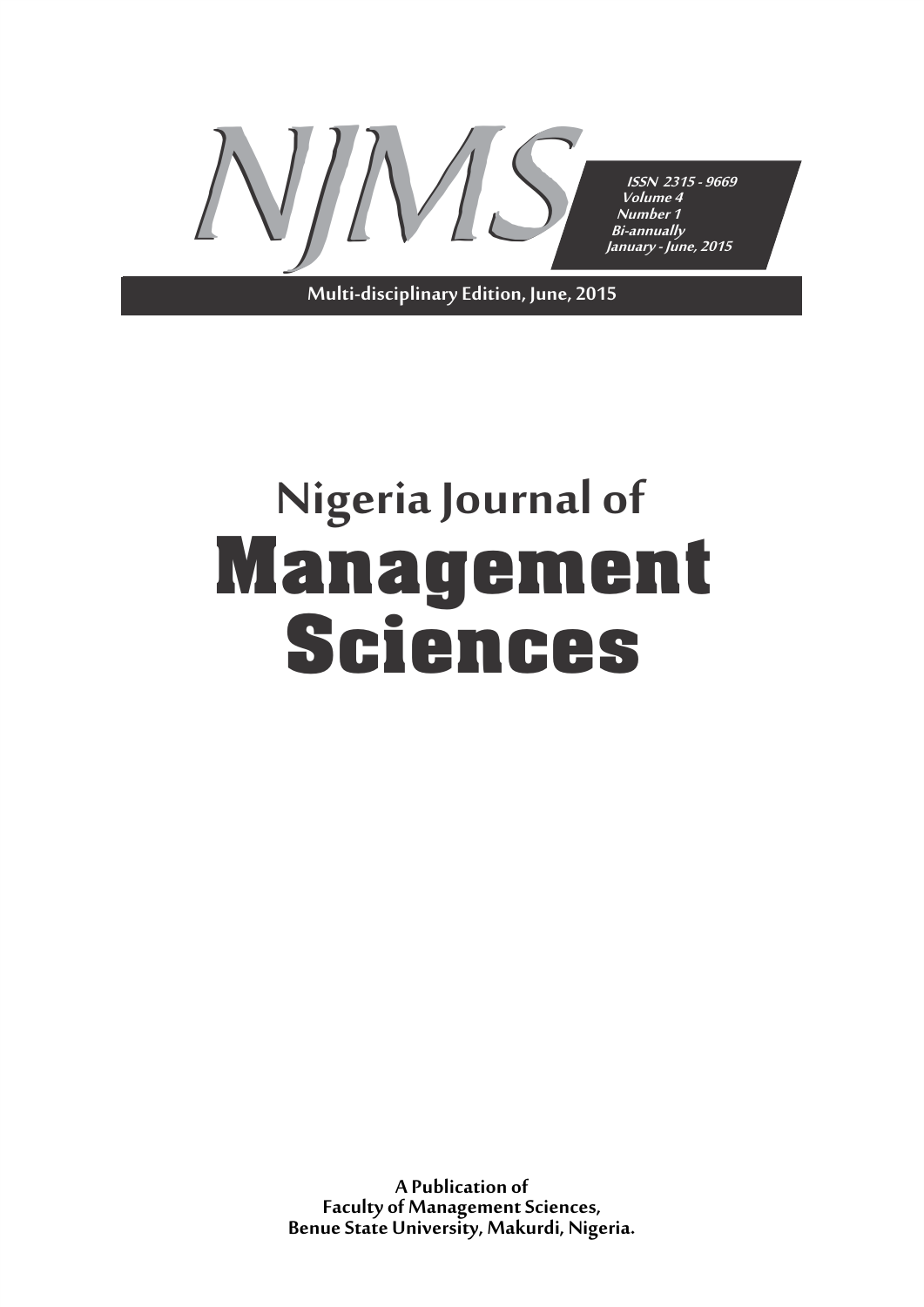# NJMS

*ISSN 2315 - 9669*
*Volume 4*
*Number 1*
*Bi-annually*
*January - June, 2015*

**Multi-disciplinary Edition, June, 2015**

# Nigeria Journal of Management Sciences

**A Publication of**
**Faculty of Management Sciences,**
**Benue State University, Makurdi, Nigeria.**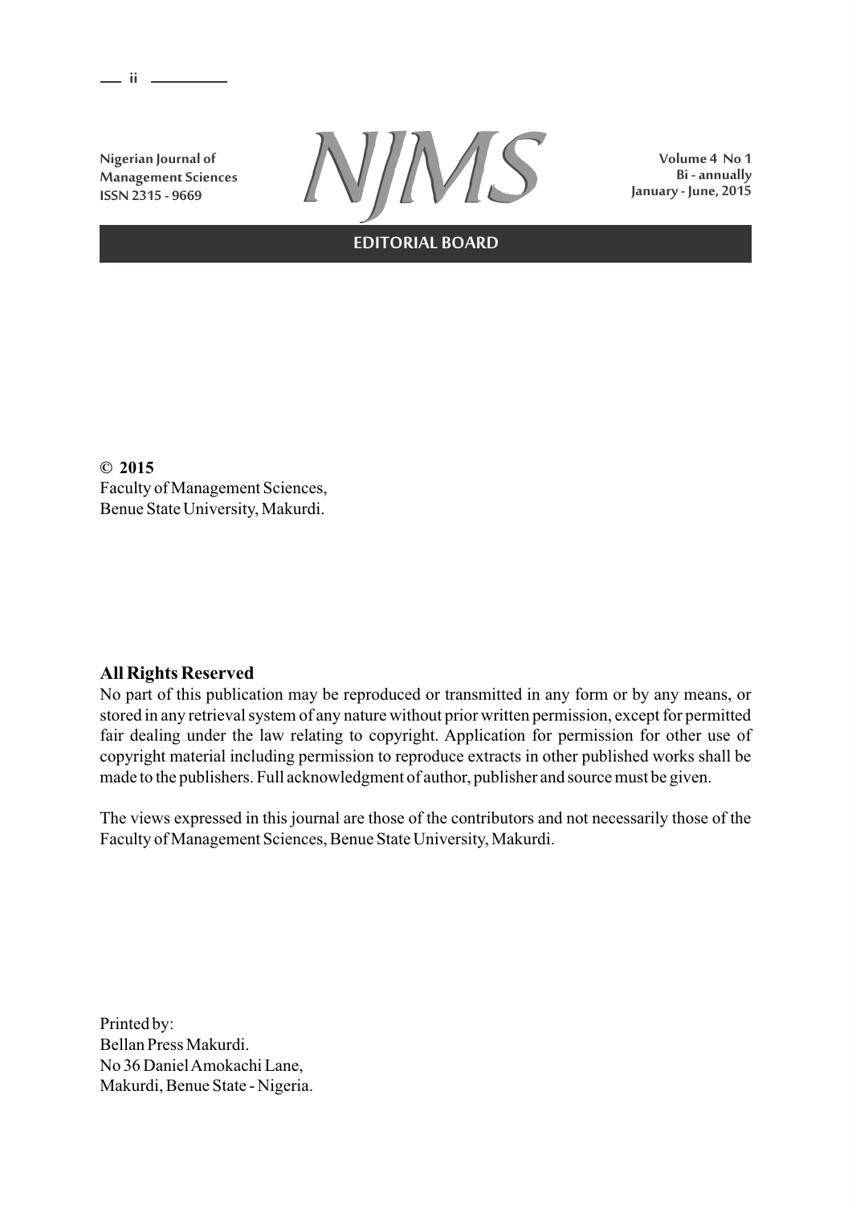Nigerian Journal of Management Sciences
ISSN 2315 - 9669

# NJMS

Volume 4 No 1
Bi - annually
January - June, 2015

## EDITORIAL BOARD

**© 2015**
Faculty of Management Sciences,
Benue State University, Makurdi.

**All Rights Reserved**
No part of this publication may be reproduced or transmitted in any form or by any means, or stored in any retrieval system of any nature without prior written permission, except for permitted fair dealing under the law relating to copyright. Application for permission for other use of copyright material including permission to reproduce extracts in other published works shall be made to the publishers. Full acknowledgment of author, publisher and source must be given.

The views expressed in this journal are those of the contributors and not necessarily those of the Faculty of Management Sciences, Benue State University, Makurdi.

Printed by:
Bellan Press Makurdi.
No 36 Daniel Amokachi Lane,
Makurdi, Benue State - Nigeria.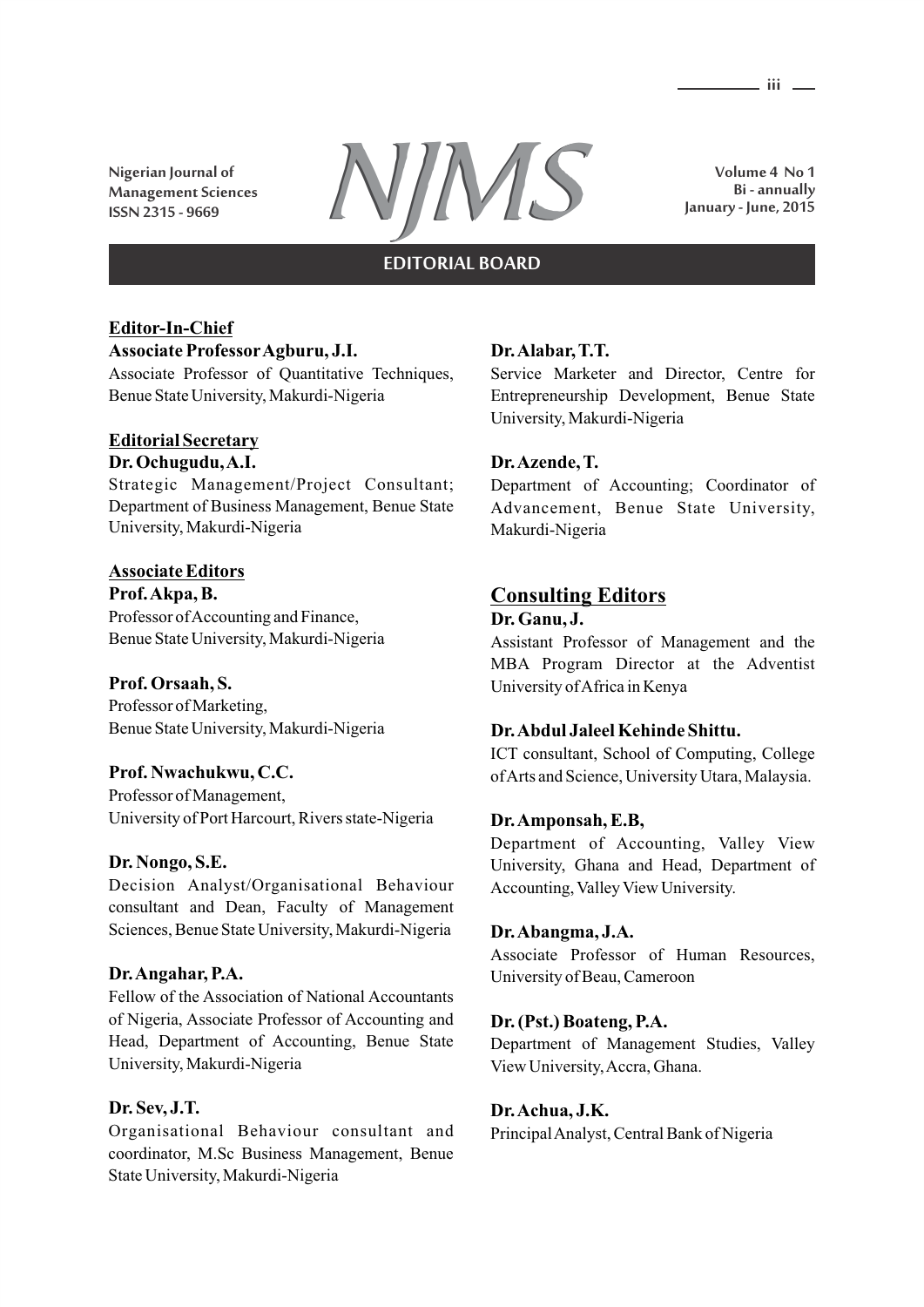## EDITORIAL BOARD

### Editor-In-Chief

**Associate Professor Agburu, J.I.**
Associate Professor of Quantitative Techniques, Benue State University, Makurdi-Nigeria

### Editorial Secretary

**Dr. Ochugudu, A.I.**
Strategic Management/Project Consultant; Department of Business Management, Benue State University, Makurdi-Nigeria

### Associate Editors

**Prof. Akpa, B.**
Professor of Accounting and Finance, Benue State University, Makurdi-Nigeria

**Prof. Orsaah, S.**
Professor of Marketing, Benue State University, Makurdi-Nigeria

**Prof. Nwachukwu, C.C.**
Professor of Management, University of Port Harcourt, Rivers state-Nigeria

**Dr. Nongo, S.E.**
Decision Analyst/Organisational Behaviour consultant and Dean, Faculty of Management Sciences, Benue State University, Makurdi-Nigeria

**Dr. Angahar, P.A.**
Fellow of the Association of National Accountants of Nigeria, Associate Professor of Accounting and Head, Department of Accounting, Benue State University, Makurdi-Nigeria

**Dr. Sev, J.T.**
Organisational Behaviour consultant and coordinator, M.Sc Business Management, Benue State University, Makurdi-Nigeria

**Dr. Alabar, T.T.**
Service Marketer and Director, Centre for Entrepreneurship Development, Benue State University, Makurdi-Nigeria

**Dr. Azende, T.**
Department of Accounting; Coordinator of Advancement, Benue State University, Makurdi-Nigeria

### Consulting Editors

**Dr. Ganu, J.**
Assistant Professor of Management and the MBA Program Director at the Adventist University of Africa in Kenya

**Dr. Abdul Jaleel Kehinde Shittu.**
ICT consultant, School of Computing, College of Arts and Science, University Utara, Malaysia.

**Dr. Amponsah, E.B,**
Department of Accounting, Valley View University, Ghana and Head, Department of Accounting, Valley View University.

**Dr. Abangma, J.A.**
Associate Professor of Human Resources, University of Beau, Cameroon

**Dr. (Pst.) Boateng, P.A.**
Department of Management Studies, Valley View University, Accra, Ghana.

**Dr. Achua, J.K.**
Principal Analyst, Central Bank of Nigeria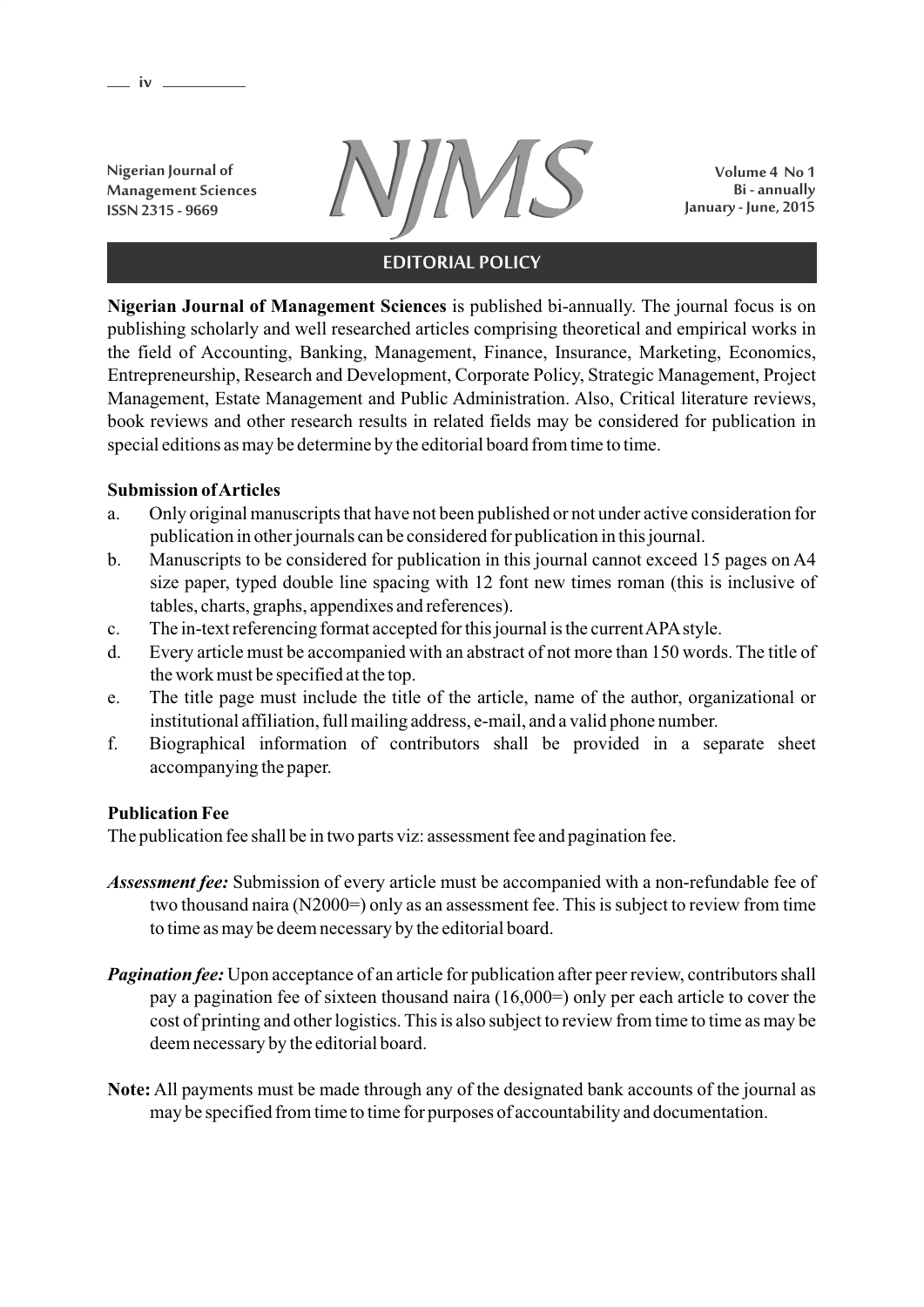# EDITORIAL POLICY

**Nigerian Journal of Management Sciences** is published bi-annually. The journal focus is on publishing scholarly and well researched articles comprising theoretical and empirical works in the field of Accounting, Banking, Management, Finance, Insurance, Marketing, Economics, Entrepreneurship, Research and Development, Corporate Policy, Strategic Management, Project Management, Estate Management and Public Administration. Also, Critical literature reviews, book reviews and other research results in related fields may be considered for publication in special editions as may be determine by the editorial board from time to time.

**Submission of Articles**

a. Only original manuscripts that have not been published or not under active consideration for publication in other journals can be considered for publication in this journal.
b. Manuscripts to be considered for publication in this journal cannot exceed 15 pages on A4 size paper, typed double line spacing with 12 font new times roman (this is inclusive of tables, charts, graphs, appendixes and references).
c. The in-text referencing format accepted for this journal is the current APA style.
d. Every article must be accompanied with an abstract of not more than 150 words. The title of the work must be specified at the top.
e. The title page must include the title of the article, name of the author, organizational or institutional affiliation, full mailing address, e-mail, and a valid phone number.
f. Biographical information of contributors shall be provided in a separate sheet accompanying the paper.

**Publication Fee**

The publication fee shall be in two parts viz: assessment fee and pagination fee.

***Assessment fee:*** Submission of every article must be accompanied with a non-refundable fee of two thousand naira (N2000=) only as an assessment fee. This is subject to review from time to time as may be deem necessary by the editorial board.

***Pagination fee:*** Upon acceptance of an article for publication after peer review, contributors shall pay a pagination fee of sixteen thousand naira (16,000=) only per each article to cover the cost of printing and other logistics. This is also subject to review from time to time as may be deem necessary by the editorial board.

**Note:** All payments must be made through any of the designated bank accounts of the journal as may be specified from time to time for purposes of accountability and documentation.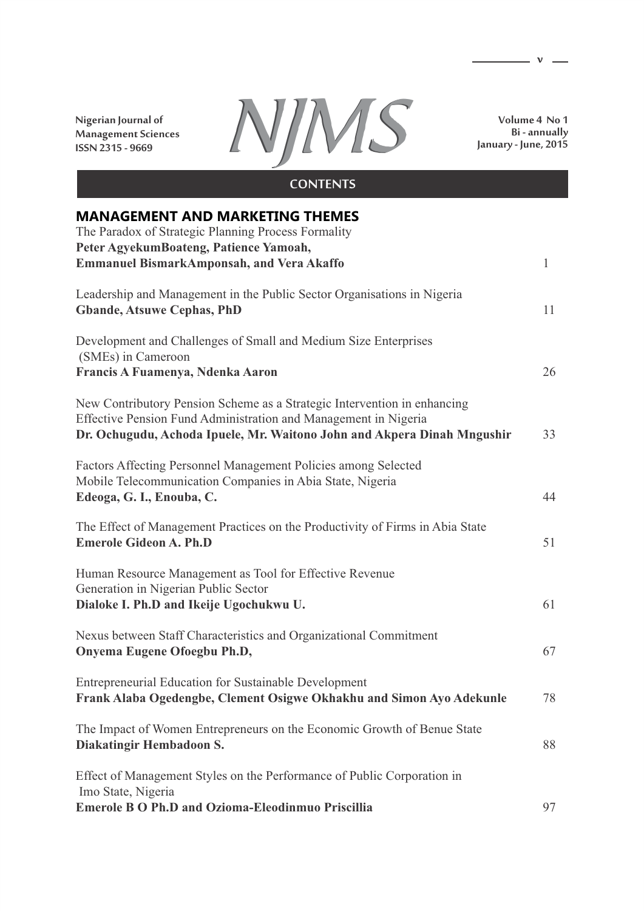Nigerian Journal of Management Sciences
ISSN 2315 - 9669

# NJMS

Volume 4 No 1
Bi - annually
January - June, 2015

## CONTENTS

### MANAGEMENT AND MARKETING THEMES

| | |
|---|---|
| The Paradox of Strategic Planning Process Formality<br>**Peter AgyekumBoateng, Patience Yamoah, Emmanuel BismarkAmponsah, and Vera Akaffo** | 1 |
| Leadership and Management in the Public Sector Organisations in Nigeria<br>**Gbande, Atsuwe Cephas, PhD** | 11 |
| Development and Challenges of Small and Medium Size Enterprises (SMEs) in Cameroon<br>**Francis A Fuamenya, Ndenka Aaron** | 26 |
| New Contributory Pension Scheme as a Strategic Intervention in enhancing Effective Pension Fund Administration and Management in Nigeria<br>**Dr. Ochugudu, Achoda Ipuele, Mr. Waitono John and Akpera Dinah Mngushir** | 33 |
| Factors Affecting Personnel Management Policies among Selected Mobile Telecommunication Companies in Abia State, Nigeria<br>**Edeoga, G. I., Enouba, C.** | 44 |
| The Effect of Management Practices on the Productivity of Firms in Abia State<br>**Emerole Gideon A. Ph.D** | 51 |
| Human Resource Management as Tool for Effective Revenue Generation in Nigerian Public Sector<br>**Dialoke I. Ph.D and Ikeije Ugochukwu U.** | 61 |
| Nexus between Staff Characteristics and Organizational Commitment<br>**Onyema Eugene Ofoegbu Ph.D,** | 67 |
| Entrepreneurial Education for Sustainable Development<br>**Frank Alaba Ogedengbe, Clement Osigwe Okhakhu and Simon Ayo Adekunle** | 78 |
| The Impact of Women Entrepreneurs on the Economic Growth of Benue State<br>**Diakatingir Hembadoon S.** | 88 |
| Effect of Management Styles on the Performance of Public Corporation in Imo State, Nigeria<br>**Emerole B O Ph.D and Ozioma-Eleodinmuo Priscillia** | 97 |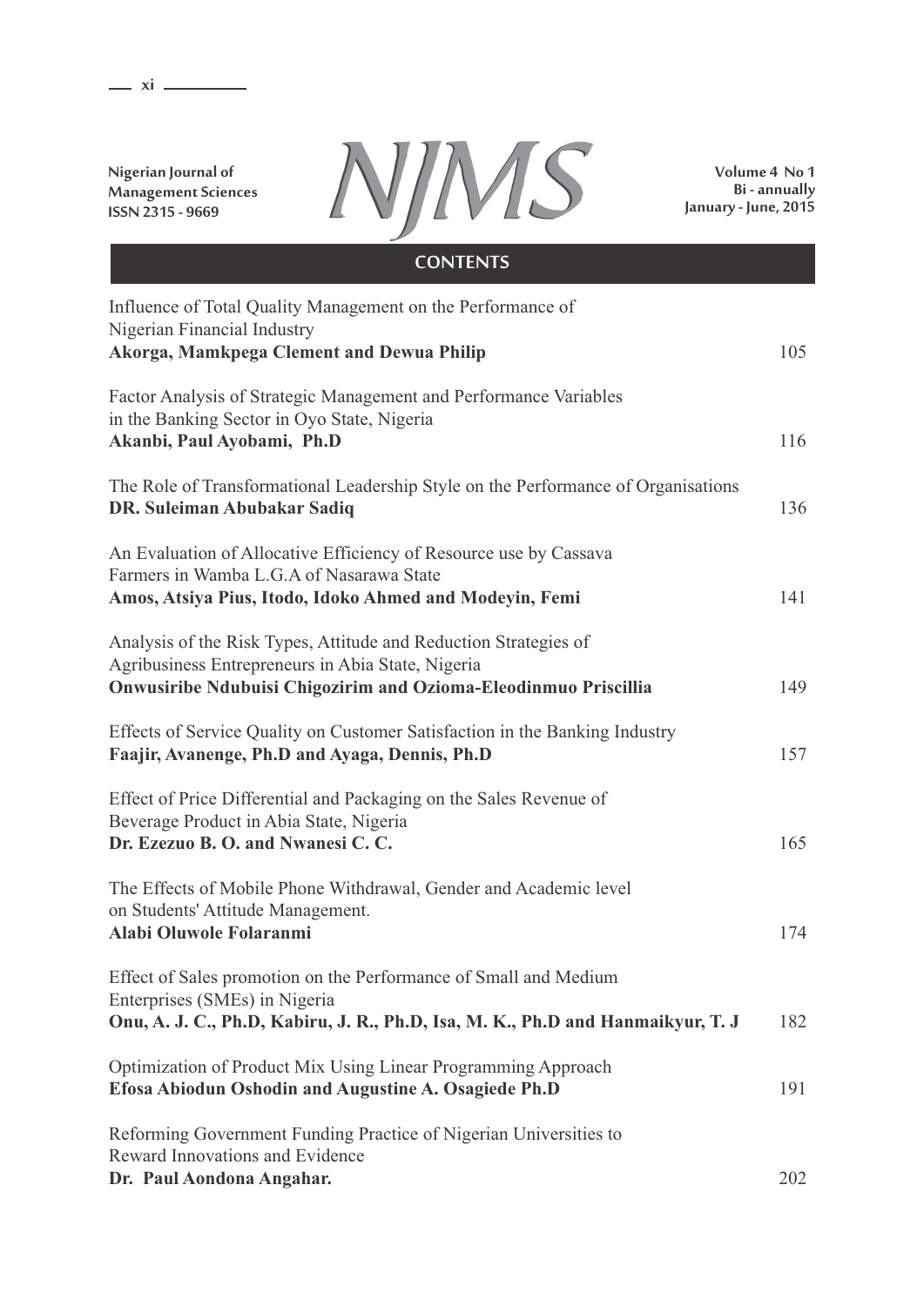## CONTENTS

| | |
|---|---|
| Influence of Total Quality Management on the Performance of Nigerian Financial Industry<br>**Akorga, Mamkpega Clement and Dewua Philip** | 105 |
| Factor Analysis of Strategic Management and Performance Variables in the Banking Sector in Oyo State, Nigeria<br>**Akanbi, Paul Ayobami, Ph.D** | 116 |
| The Role of Transformational Leadership Style on the Performance of Organisations<br>**DR. Suleiman Abubakar Sadiq** | 136 |
| An Evaluation of Allocative Efficiency of Resource use by Cassava Farmers in Wamba L.G.A of Nasarawa State<br>**Amos, Atsiya Pius, Itodo, Idoko Ahmed and Modeyin, Femi** | 141 |
| Analysis of the Risk Types, Attitude and Reduction Strategies of Agribusiness Entrepreneurs in Abia State, Nigeria<br>**Onwusiribe Ndubuisi Chigozirim and Ozioma-Eleodinmuo Priscillia** | 149 |
| Effects of Service Quality on Customer Satisfaction in the Banking Industry<br>**Faajir, Avanenge, Ph.D and Ayaga, Dennis, Ph.D** | 157 |
| Effect of Price Differential and Packaging on the Sales Revenue of Beverage Product in Abia State, Nigeria<br>**Dr. Ezezuo B. O. and Nwanesi C. C.** | 165 |
| The Effects of Mobile Phone Withdrawal, Gender and Academic level on Students' Attitude Management.<br>**Alabi Oluwole Folaranmi** | 174 |
| Effect of Sales promotion on the Performance of Small and Medium Enterprises (SMEs) in Nigeria<br>**Onu, A. J. C., Ph.D, Kabiru, J. R., Ph.D, Isa, M. K., Ph.D and Hanmaikyur, T. J** | 182 |
| Optimization of Product Mix Using Linear Programming Approach<br>**Efosa Abiodun Oshodin and Augustine A. Osagiede Ph.D** | 191 |
| Reforming Government Funding Practice of Nigerian Universities to Reward Innovations and Evidence<br>**Dr. Paul Aondona Angahar.** | 202 |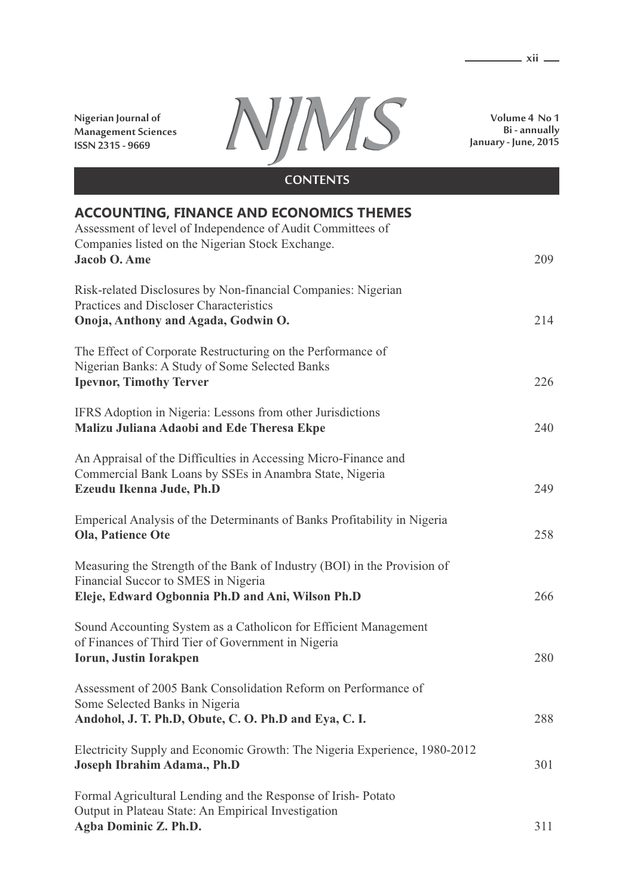Nigerian Journal of Management Sciences
ISSN 2315 - 9669

# NJMS

Volume 4 No 1
Bi - annually
January - June, 2015

## CONTENTS

### ACCOUNTING, FINANCE AND ECONOMICS THEMES

Assessment of level of Independence of Audit Committees of Companies listed on the Nigerian Stock Exchange.
**Jacob O. Ame** 209

Risk-related Disclosures by Non-financial Companies: Nigerian Practices and Discloser Characteristics
**Onoja, Anthony and Agada, Godwin O.** 214

The Effect of Corporate Restructuring on the Performance of Nigerian Banks: A Study of Some Selected Banks
**Ipevnor, Timothy Terver** 226

IFRS Adoption in Nigeria: Lessons from other Jurisdictions
**Malizu Juliana Adaobi and Ede Theresa Ekpe** 240

An Appraisal of the Difficulties in Accessing Micro-Finance and Commercial Bank Loans by SSEs in Anambra State, Nigeria
**Ezeudu Ikenna Jude, Ph.D** 249

Emperical Analysis of the Determinants of Banks Profitability in Nigeria
**Ola, Patience Ote** 258

Measuring the Strength of the Bank of Industry (BOI) in the Provision of Financial Succor to SMES in Nigeria
**Eleje, Edward Ogbonnia Ph.D and Ani, Wilson Ph.D** 266

Sound Accounting System as a Catholicon for Efficient Management of Finances of Third Tier of Government in Nigeria
**Iorun, Justin Iorakpen** 280

Assessment of 2005 Bank Consolidation Reform on Performance of Some Selected Banks in Nigeria
**Andohol, J. T. Ph.D, Obute, C. O. Ph.D and Eya, C. I.** 288

Electricity Supply and Economic Growth: The Nigeria Experience, 1980-2012
**Joseph Ibrahim Adama., Ph.D** 301

Formal Agricultural Lending and the Response of Irish- Potato Output in Plateau State: An Empirical Investigation
**Agba Dominic Z. Ph.D.** 311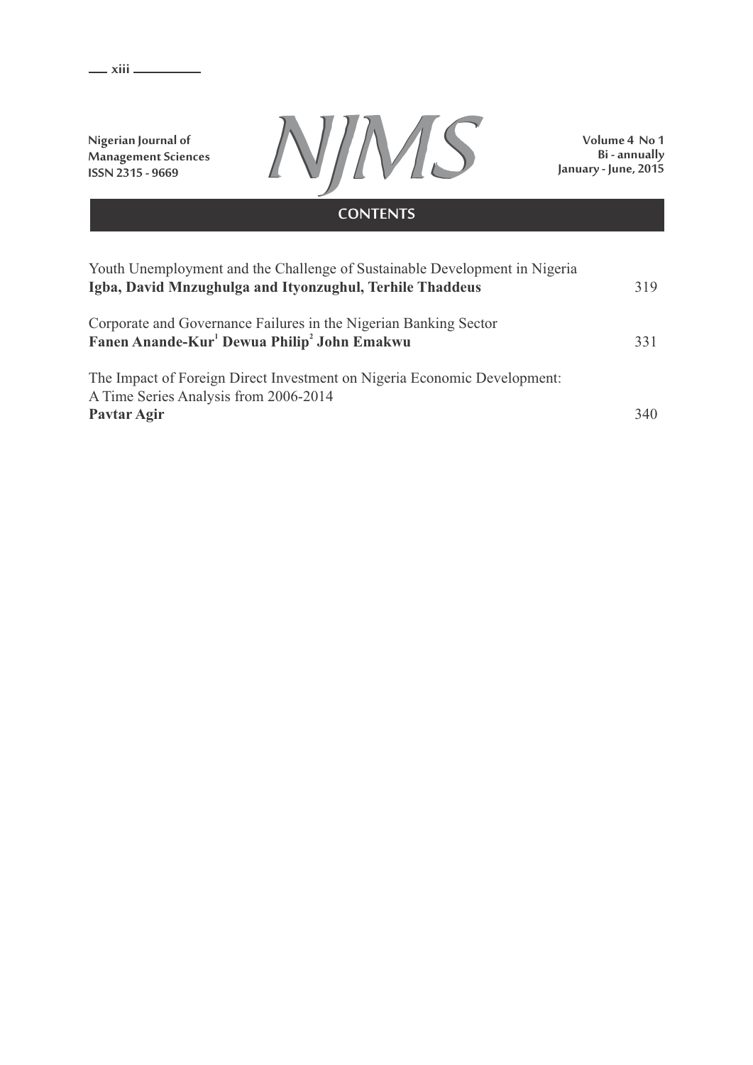Nigerian Journal of
Management Sciences
ISSN 2315 - 9669

# NJMS

Volume 4 No 1
Bi - annually
January - June, 2015

## CONTENTS

Youth Unemployment and the Challenge of Sustainable Development in Nigeria
**Igba, David Mnzughulga and Ityonzughul, Terhile Thaddeus** 319

Corporate and Governance Failures in the Nigerian Banking Sector
**Fanen Anande-Kur[1] Dewua Philip[2] John Emakwu** 331

The Impact of Foreign Direct Investment on Nigeria Economic Development:
A Time Series Analysis from 2006-2014
**Pavtar Agir** 340